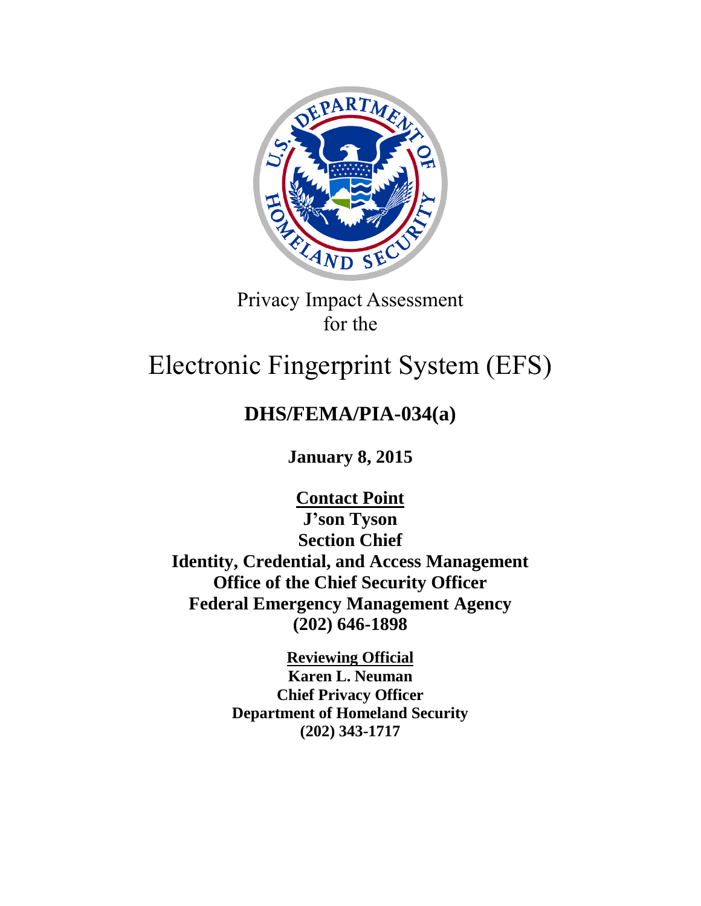Privacy Impact Assessment
for the

# Electronic Fingerprint System (EFS)

## DHS/FEMA/PIA-034(a)

**January 8, 2015**

**Contact Point**
**J'son Tyson**
**Section Chief**
**Identity, Credential, and Access Management**
**Office of the Chief Security Officer**
**Federal Emergency Management Agency**
**(202) 646-1898**

**Reviewing Official**
**Karen L. Neuman**
**Chief Privacy Officer**
**Department of Homeland Security**
**(202) 343-1717**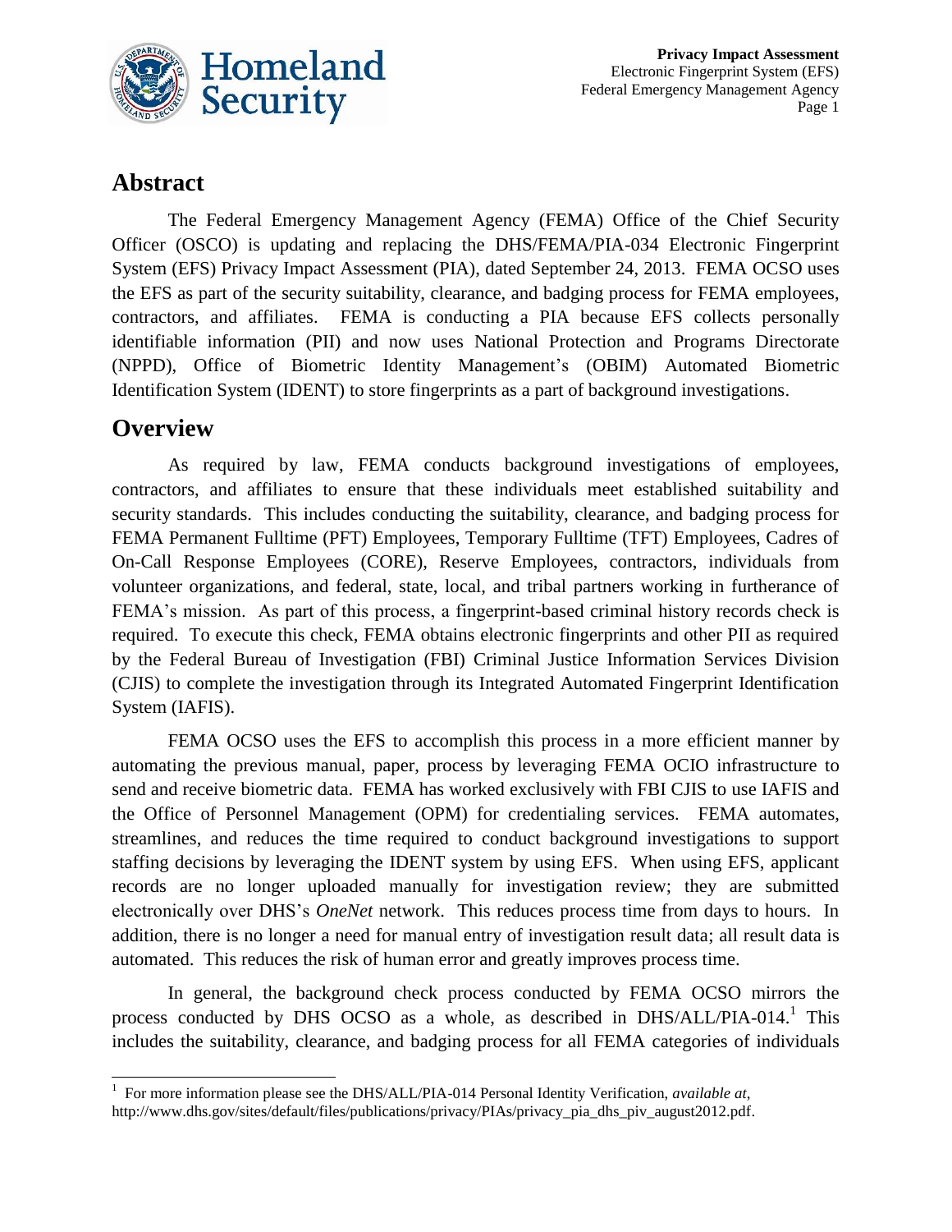## Abstract

The Federal Emergency Management Agency (FEMA) Office of the Chief Security Officer (OSCO) is updating and replacing the DHS/FEMA/PIA-034 Electronic Fingerprint System (EFS) Privacy Impact Assessment (PIA), dated September 24, 2013. FEMA OCSO uses the EFS as part of the security suitability, clearance, and badging process for FEMA employees, contractors, and affiliates. FEMA is conducting a PIA because EFS collects personally identifiable information (PII) and now uses National Protection and Programs Directorate (NPPD), Office of Biometric Identity Management's (OBIM) Automated Biometric Identification System (IDENT) to store fingerprints as a part of background investigations.

## Overview

As required by law, FEMA conducts background investigations of employees, contractors, and affiliates to ensure that these individuals meet established suitability and security standards. This includes conducting the suitability, clearance, and badging process for FEMA Permanent Fulltime (PFT) Employees, Temporary Fulltime (TFT) Employees, Cadres of On-Call Response Employees (CORE), Reserve Employees, contractors, individuals from volunteer organizations, and federal, state, local, and tribal partners working in furtherance of FEMA's mission. As part of this process, a fingerprint-based criminal history records check is required. To execute this check, FEMA obtains electronic fingerprints and other PII as required by the Federal Bureau of Investigation (FBI) Criminal Justice Information Services Division (CJIS) to complete the investigation through its Integrated Automated Fingerprint Identification System (IAFIS).

FEMA OCSO uses the EFS to accomplish this process in a more efficient manner by automating the previous manual, paper, process by leveraging FEMA OCIO infrastructure to send and receive biometric data. FEMA has worked exclusively with FBI CJIS to use IAFIS and the Office of Personnel Management (OPM) for credentialing services. FEMA automates, streamlines, and reduces the time required to conduct background investigations to support staffing decisions by leveraging the IDENT system by using EFS. When using EFS, applicant records are no longer uploaded manually for investigation review; they are submitted electronically over DHS's *OneNet* network. This reduces process time from days to hours. In addition, there is no longer a need for manual entry of investigation result data; all result data is automated. This reduces the risk of human error and greatly improves process time.

In general, the background check process conducted by FEMA OCSO mirrors the process conducted by DHS OCSO as a whole, as described in DHS/ALL/PIA-014.[1] This includes the suitability, clearance, and badging process for all FEMA categories of individuals

[1] For more information please see the DHS/ALL/PIA-014 Personal Identity Verification, *available at*, http://www.dhs.gov/sites/default/files/publications/privacy/PIAs/privacy_pia_dhs_piv_august2012.pdf.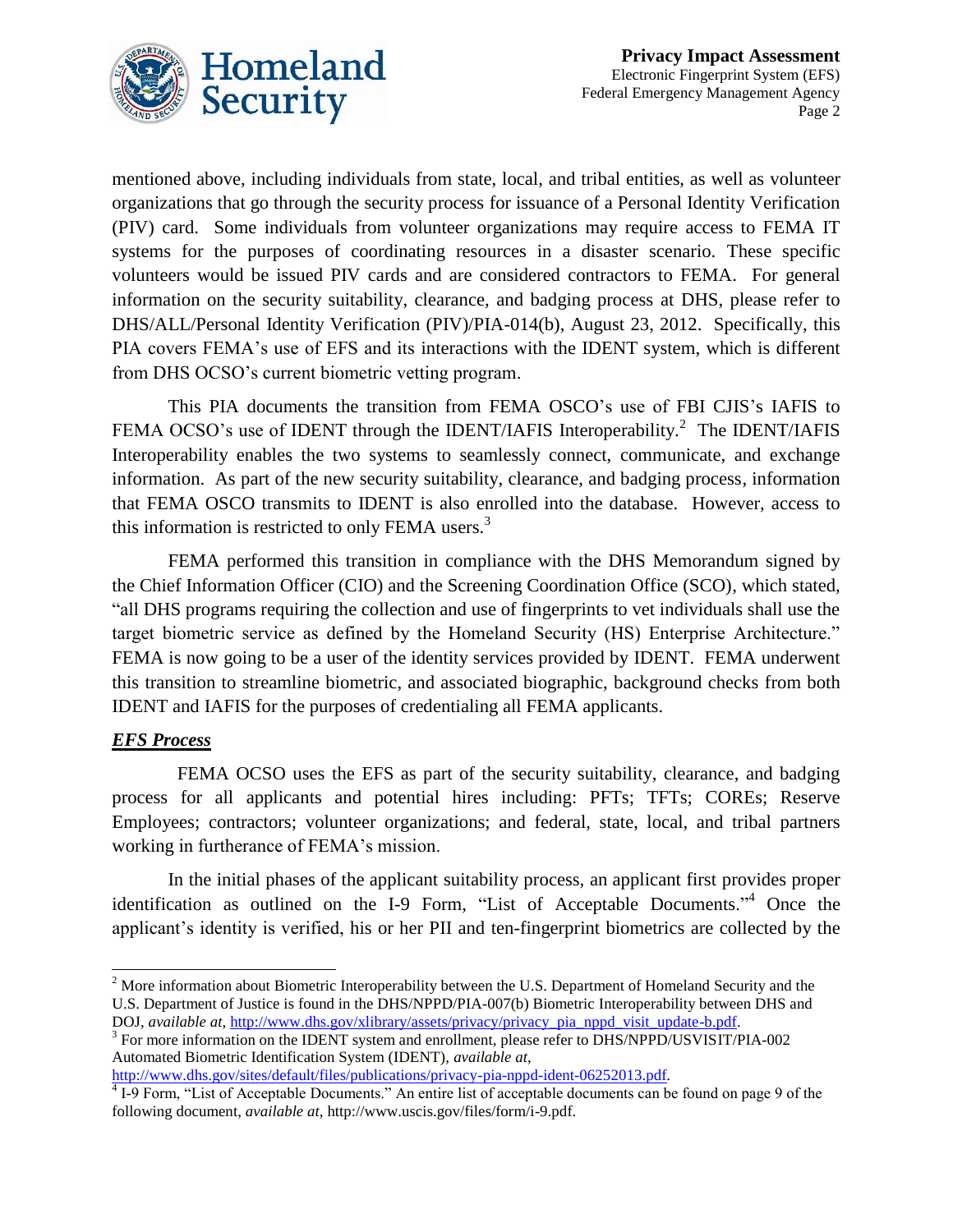mentioned above, including individuals from state, local, and tribal entities, as well as volunteer organizations that go through the security process for issuance of a Personal Identity Verification (PIV) card. Some individuals from volunteer organizations may require access to FEMA IT systems for the purposes of coordinating resources in a disaster scenario. These specific volunteers would be issued PIV cards and are considered contractors to FEMA. For general information on the security suitability, clearance, and badging process at DHS, please refer to DHS/ALL/Personal Identity Verification (PIV)/PIA-014(b), August 23, 2012. Specifically, this PIA covers FEMA's use of EFS and its interactions with the IDENT system, which is different from DHS OCSO's current biometric vetting program.

This PIA documents the transition from FEMA OSCO's use of FBI CJIS's IAFIS to FEMA OCSO's use of IDENT through the IDENT/IAFIS Interoperability.[2] The IDENT/IAFIS Interoperability enables the two systems to seamlessly connect, communicate, and exchange information. As part of the new security suitability, clearance, and badging process, information that FEMA OSCO transmits to IDENT is also enrolled into the database. However, access to this information is restricted to only FEMA users.[3]

FEMA performed this transition in compliance with the DHS Memorandum signed by the Chief Information Officer (CIO) and the Screening Coordination Office (SCO), which stated, "all DHS programs requiring the collection and use of fingerprints to vet individuals shall use the target biometric service as defined by the Homeland Security (HS) Enterprise Architecture." FEMA is now going to be a user of the identity services provided by IDENT. FEMA underwent this transition to streamline biometric, and associated biographic, background checks from both IDENT and IAFIS for the purposes of credentialing all FEMA applicants.

***EFS Process***

FEMA OCSO uses the EFS as part of the security suitability, clearance, and badging process for all applicants and potential hires including: PFTs; TFTs; COREs; Reserve Employees; contractors; volunteer organizations; and federal, state, local, and tribal partners working in furtherance of FEMA's mission.

In the initial phases of the applicant suitability process, an applicant first provides proper identification as outlined on the I-9 Form, "List of Acceptable Documents."[4] Once the applicant's identity is verified, his or her PII and ten-fingerprint biometrics are collected by the

---

[2] More information about Biometric Interoperability between the U.S. Department of Homeland Security and the U.S. Department of Justice is found in the DHS/NPPD/PIA-007(b) Biometric Interoperability between DHS and DOJ, *available at*, http://www.dhs.gov/xlibrary/assets/privacy/privacy_pia_nppd_visit_update-b.pdf.

[3] For more information on the IDENT system and enrollment, please refer to DHS/NPPD/USVISIT/PIA-002 Automated Biometric Identification System (IDENT), *available at*, http://www.dhs.gov/sites/default/files/publications/privacy-pia-nppd-ident-06252013.pdf.

[4] I-9 Form, "List of Acceptable Documents." An entire list of acceptable documents can be found on page 9 of the following document, *available at*, http://www.uscis.gov/files/form/i-9.pdf.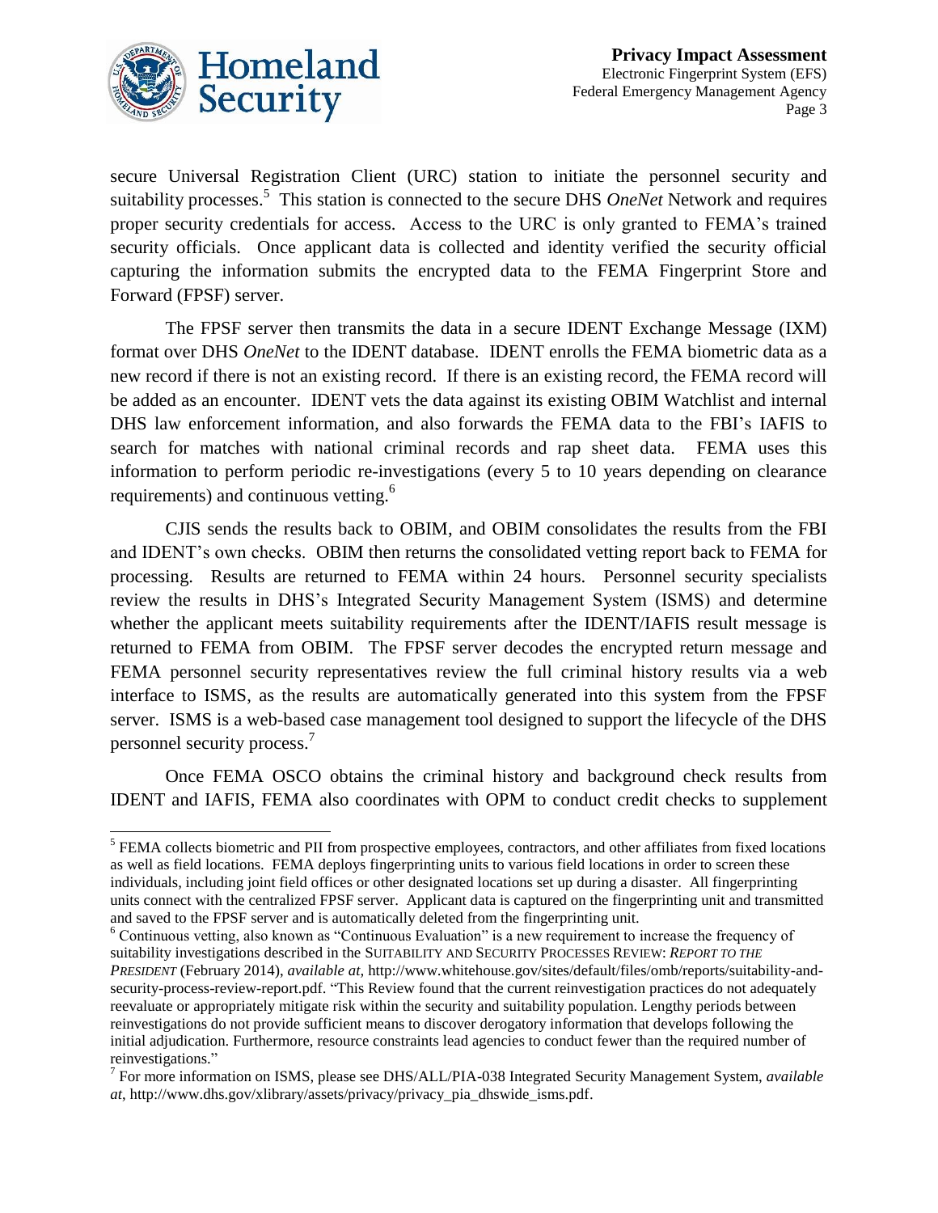secure Universal Registration Client (URC) station to initiate the personnel security and suitability processes.[5] This station is connected to the secure DHS *OneNet* Network and requires proper security credentials for access. Access to the URC is only granted to FEMA's trained security officials. Once applicant data is collected and identity verified the security official capturing the information submits the encrypted data to the FEMA Fingerprint Store and Forward (FPSF) server.

The FPSF server then transmits the data in a secure IDENT Exchange Message (IXM) format over DHS *OneNet* to the IDENT database. IDENT enrolls the FEMA biometric data as a new record if there is not an existing record. If there is an existing record, the FEMA record will be added as an encounter. IDENT vets the data against its existing OBIM Watchlist and internal DHS law enforcement information, and also forwards the FEMA data to the FBI's IAFIS to search for matches with national criminal records and rap sheet data. FEMA uses this information to perform periodic re-investigations (every 5 to 10 years depending on clearance requirements) and continuous vetting.[6]

CJIS sends the results back to OBIM, and OBIM consolidates the results from the FBI and IDENT's own checks. OBIM then returns the consolidated vetting report back to FEMA for processing. Results are returned to FEMA within 24 hours. Personnel security specialists review the results in DHS's Integrated Security Management System (ISMS) and determine whether the applicant meets suitability requirements after the IDENT/IAFIS result message is returned to FEMA from OBIM. The FPSF server decodes the encrypted return message and FEMA personnel security representatives review the full criminal history results via a web interface to ISMS, as the results are automatically generated into this system from the FPSF server. ISMS is a web-based case management tool designed to support the lifecycle of the DHS personnel security process.[7]

Once FEMA OSCO obtains the criminal history and background check results from IDENT and IAFIS, FEMA also coordinates with OPM to conduct credit checks to supplement

---

[5] FEMA collects biometric and PII from prospective employees, contractors, and other affiliates from fixed locations as well as field locations. FEMA deploys fingerprinting units to various field locations in order to screen these individuals, including joint field offices or other designated locations set up during a disaster. All fingerprinting units connect with the centralized FPSF server. Applicant data is captured on the fingerprinting unit and transmitted and saved to the FPSF server and is automatically deleted from the fingerprinting unit.

[6] Continuous vetting, also known as "Continuous Evaluation" is a new requirement to increase the frequency of suitability investigations described in the SUITABILITY AND SECURITY PROCESSES REVIEW: *REPORT TO THE PRESIDENT* (February 2014), *available at*, http://www.whitehouse.gov/sites/default/files/omb/reports/suitability-and-security-process-review-report.pdf. "This Review found that the current reinvestigation practices do not adequately reevaluate or appropriately mitigate risk within the security and suitability population. Lengthy periods between reinvestigations do not provide sufficient means to discover derogatory information that develops following the initial adjudication. Furthermore, resource constraints lead agencies to conduct fewer than the required number of reinvestigations."

[7] For more information on ISMS, please see DHS/ALL/PIA-038 Integrated Security Management System, *available at*, http://www.dhs.gov/xlibrary/assets/privacy/privacy_pia_dhswide_isms.pdf.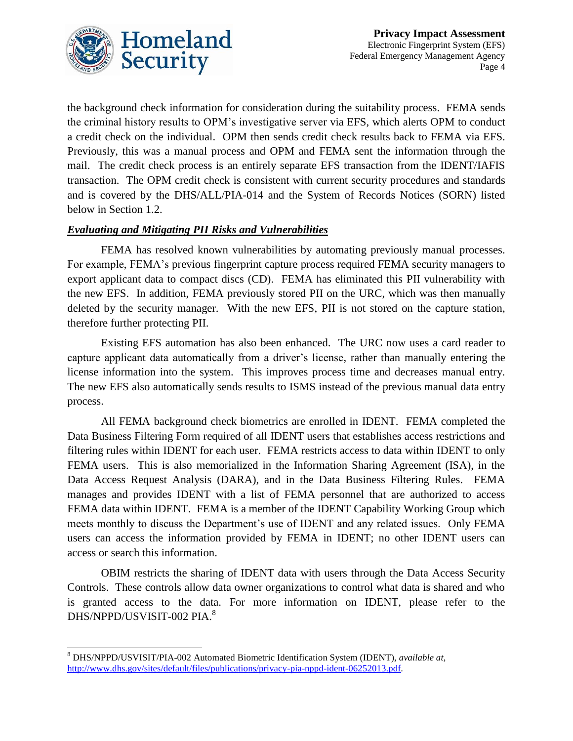the background check information for consideration during the suitability process. FEMA sends the criminal history results to OPM's investigative server via EFS, which alerts OPM to conduct a credit check on the individual. OPM then sends credit check results back to FEMA via EFS. Previously, this was a manual process and OPM and FEMA sent the information through the mail. The credit check process is an entirely separate EFS transaction from the IDENT/IAFIS transaction. The OPM credit check is consistent with current security procedures and standards and is covered by the DHS/ALL/PIA-014 and the System of Records Notices (SORN) listed below in Section 1.2.

***Evaluating and Mitigating PII Risks and Vulnerabilities***

FEMA has resolved known vulnerabilities by automating previously manual processes. For example, FEMA's previous fingerprint capture process required FEMA security managers to export applicant data to compact discs (CD). FEMA has eliminated this PII vulnerability with the new EFS. In addition, FEMA previously stored PII on the URC, which was then manually deleted by the security manager. With the new EFS, PII is not stored on the capture station, therefore further protecting PII.

Existing EFS automation has also been enhanced. The URC now uses a card reader to capture applicant data automatically from a driver's license, rather than manually entering the license information into the system. This improves process time and decreases manual entry. The new EFS also automatically sends results to ISMS instead of the previous manual data entry process.

All FEMA background check biometrics are enrolled in IDENT. FEMA completed the Data Business Filtering Form required of all IDENT users that establishes access restrictions and filtering rules within IDENT for each user. FEMA restricts access to data within IDENT to only FEMA users. This is also memorialized in the Information Sharing Agreement (ISA), in the Data Access Request Analysis (DARA), and in the Data Business Filtering Rules. FEMA manages and provides IDENT with a list of FEMA personnel that are authorized to access FEMA data within IDENT. FEMA is a member of the IDENT Capability Working Group which meets monthly to discuss the Department's use of IDENT and any related issues. Only FEMA users can access the information provided by FEMA in IDENT; no other IDENT users can access or search this information.

OBIM restricts the sharing of IDENT data with users through the Data Access Security Controls. These controls allow data owner organizations to control what data is shared and who is granted access to the data. For more information on IDENT, please refer to the DHS/NPPD/USVISIT-002 PIA.[8]

---

[8] DHS/NPPD/USVISIT/PIA-002 Automated Biometric Identification System (IDENT), *available at*, http://www.dhs.gov/sites/default/files/publications/privacy-pia-nppd-ident-06252013.pdf.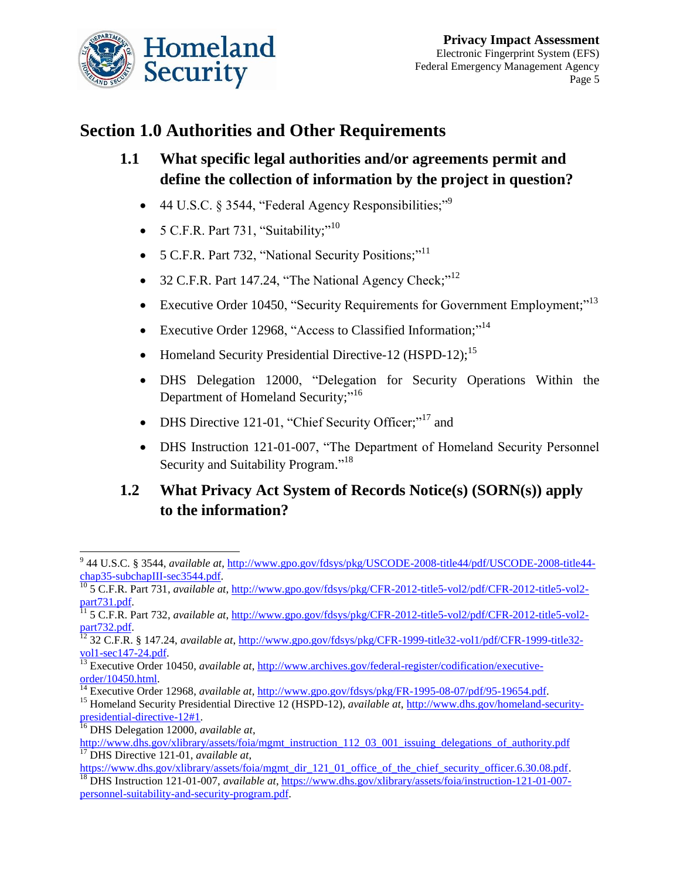## Section 1.0 Authorities and Other Requirements

### 1.1 What specific legal authorities and/or agreements permit and define the collection of information by the project in question?

- 44 U.S.C. § 3544, "Federal Agency Responsibilities;"[9]
- 5 C.F.R. Part 731, "Suitability;"[10]
- 5 C.F.R. Part 732, "National Security Positions;"[11]
- 32 C.F.R. Part 147.24, "The National Agency Check;"[12]
- Executive Order 10450, "Security Requirements for Government Employment;"[13]
- Executive Order 12968, "Access to Classified Information;"[14]
- Homeland Security Presidential Directive-12 (HSPD-12);[15]
- DHS Delegation 12000, "Delegation for Security Operations Within the Department of Homeland Security;"[16]
- DHS Directive 121-01, "Chief Security Officer;"[17] and
- DHS Instruction 121-01-007, "The Department of Homeland Security Personnel Security and Suitability Program."[18]

### 1.2 What Privacy Act System of Records Notice(s) (SORN(s)) apply to the information?

---

[9] 44 U.S.C. § 3544, *available at*, http://www.gpo.gov/fdsys/pkg/USCODE-2008-title44/pdf/USCODE-2008-title44-chap35-subchapIII-sec3544.pdf.

[10] 5 C.F.R. Part 731, *available at*, http://www.gpo.gov/fdsys/pkg/CFR-2012-title5-vol2/pdf/CFR-2012-title5-vol2-part731.pdf.

[11] 5 C.F.R. Part 732, *available at*, http://www.gpo.gov/fdsys/pkg/CFR-2012-title5-vol2/pdf/CFR-2012-title5-vol2-part732.pdf.

[12] 32 C.F.R. § 147.24, *available at*, http://www.gpo.gov/fdsys/pkg/CFR-1999-title32-vol1/pdf/CFR-1999-title32-vol1-sec147-24.pdf.

[13] Executive Order 10450, *available at*, http://www.archives.gov/federal-register/codification/executive-order/10450.html.

[14] Executive Order 12968, *available at*, http://www.gpo.gov/fdsys/pkg/FR-1995-08-07/pdf/95-19654.pdf.

[15] Homeland Security Presidential Directive 12 (HSPD-12), *available at*, http://www.dhs.gov/homeland-security-presidential-directive-12#1.

[16] DHS Delegation 12000, *available at*, http://www.dhs.gov/xlibrary/assets/foia/mgmt_instruction_112_03_001_issuing_delegations_of_authority.pdf

[17] DHS Directive 121-01, *available at*, https://www.dhs.gov/xlibrary/assets/foia/mgmt_dir_121_01_office_of_the_chief_security_officer.6.30.08.pdf.

[18] DHS Instruction 121-01-007, *available at*, https://www.dhs.gov/xlibrary/assets/foia/instruction-121-01-007-personnel-suitability-and-security-program.pdf.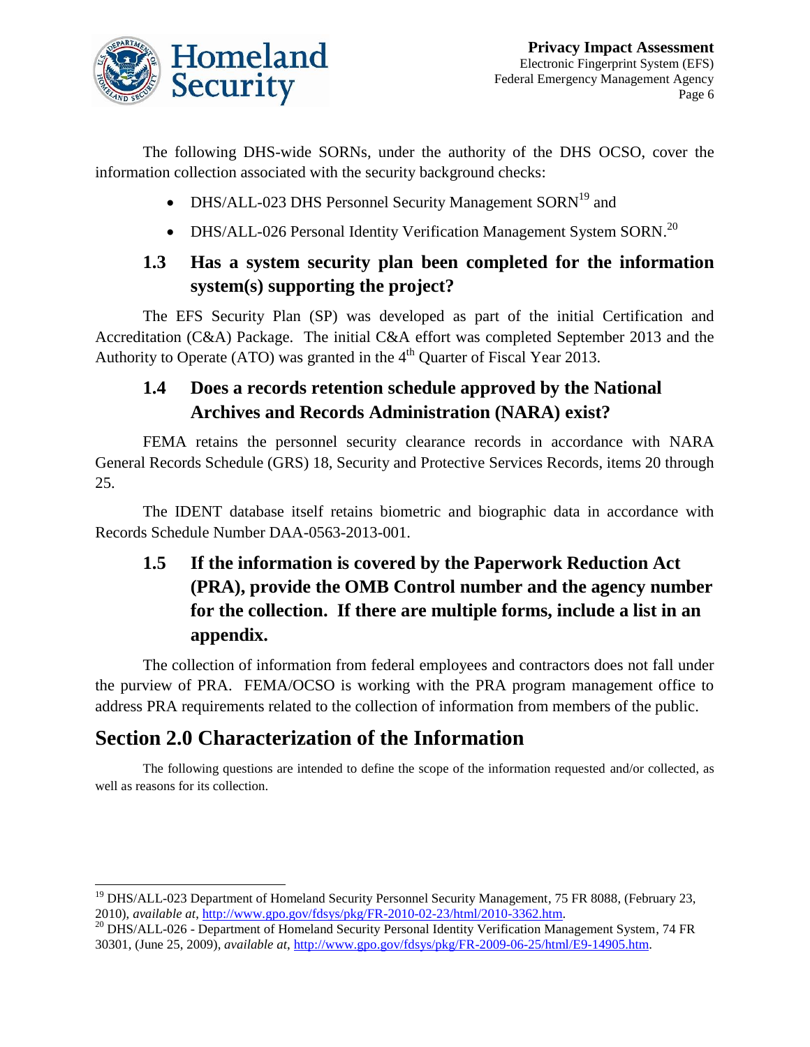The following DHS-wide SORNs, under the authority of the DHS OCSO, cover the information collection associated with the security background checks:

- DHS/ALL-023 DHS Personnel Security Management SORN[19] and
- DHS/ALL-026 Personal Identity Verification Management System SORN.[20]

### 1.3 Has a system security plan been completed for the information system(s) supporting the project?

The EFS Security Plan (SP) was developed as part of the initial Certification and Accreditation (C&A) Package. The initial C&A effort was completed September 2013 and the Authority to Operate (ATO) was granted in the 4th Quarter of Fiscal Year 2013.

### 1.4 Does a records retention schedule approved by the National Archives and Records Administration (NARA) exist?

FEMA retains the personnel security clearance records in accordance with NARA General Records Schedule (GRS) 18, Security and Protective Services Records, items 20 through 25.

The IDENT database itself retains biometric and biographic data in accordance with Records Schedule Number DAA-0563-2013-001.

### 1.5 If the information is covered by the Paperwork Reduction Act (PRA), provide the OMB Control number and the agency number for the collection. If there are multiple forms, include a list in an appendix.

The collection of information from federal employees and contractors does not fall under the purview of PRA. FEMA/OCSO is working with the PRA program management office to address PRA requirements related to the collection of information from members of the public.

## Section 2.0 Characterization of the Information

The following questions are intended to define the scope of the information requested and/or collected, as well as reasons for its collection.

---

[19] DHS/ALL-023 Department of Homeland Security Personnel Security Management, 75 FR 8088, (February 23, 2010), *available at*, http://www.gpo.gov/fdsys/pkg/FR-2010-02-23/html/2010-3362.htm.

[20] DHS/ALL-026 - Department of Homeland Security Personal Identity Verification Management System, 74 FR 30301, (June 25, 2009), *available at*, http://www.gpo.gov/fdsys/pkg/FR-2009-06-25/html/E9-14905.htm.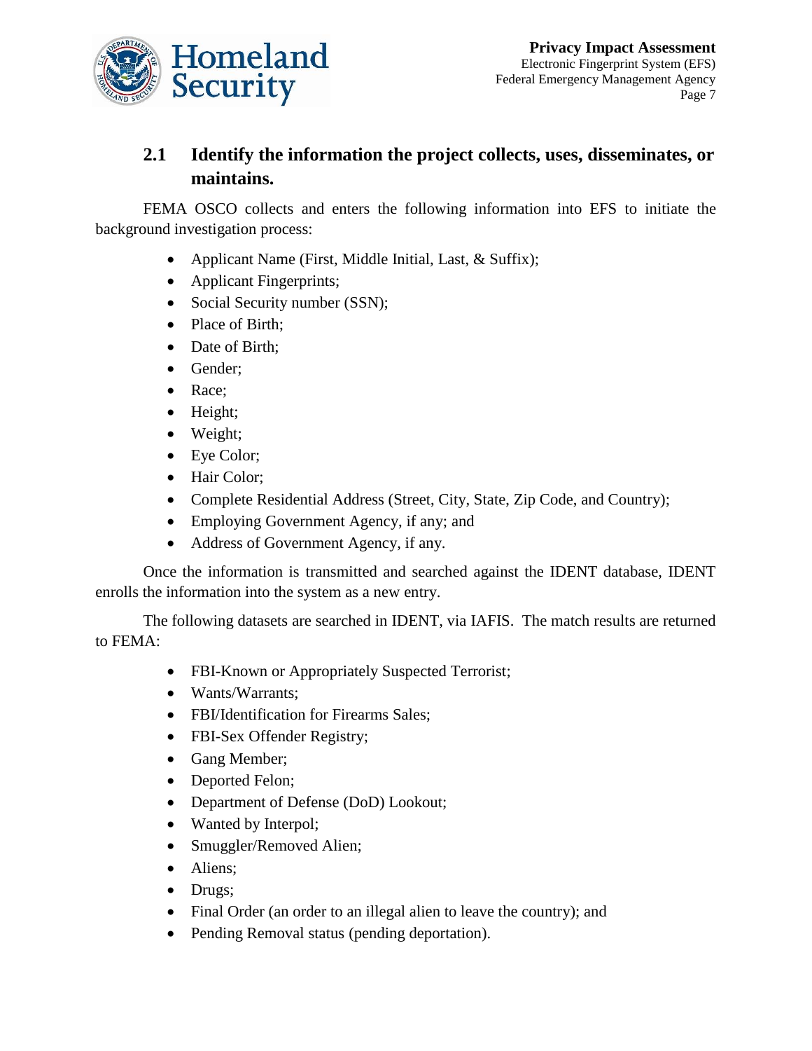## 2.1 Identify the information the project collects, uses, disseminates, or maintains.

FEMA OSCO collects and enters the following information into EFS to initiate the background investigation process:

- Applicant Name (First, Middle Initial, Last, & Suffix);
- Applicant Fingerprints;
- Social Security number (SSN);
- Place of Birth;
- Date of Birth;
- Gender;
- Race;
- Height;
- Weight;
- Eye Color;
- Hair Color;
- Complete Residential Address (Street, City, State, Zip Code, and Country);
- Employing Government Agency, if any; and
- Address of Government Agency, if any.

Once the information is transmitted and searched against the IDENT database, IDENT enrolls the information into the system as a new entry.

The following datasets are searched in IDENT, via IAFIS. The match results are returned to FEMA:

- FBI-Known or Appropriately Suspected Terrorist;
- Wants/Warrants;
- FBI/Identification for Firearms Sales;
- FBI-Sex Offender Registry;
- Gang Member;
- Deported Felon;
- Department of Defense (DoD) Lookout;
- Wanted by Interpol;
- Smuggler/Removed Alien;
- Aliens;
- Drugs;
- Final Order (an order to an illegal alien to leave the country); and
- Pending Removal status (pending deportation).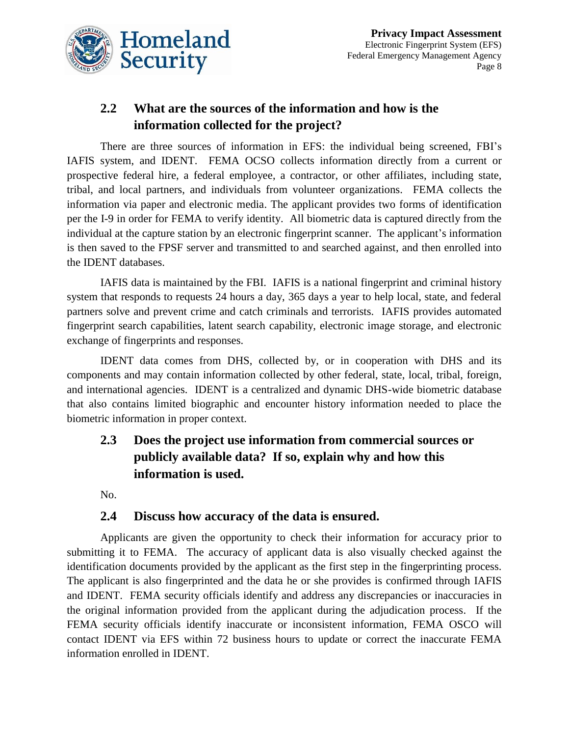## 2.2 What are the sources of the information and how is the information collected for the project?

There are three sources of information in EFS: the individual being screened, FBI's IAFIS system, and IDENT. FEMA OCSO collects information directly from a current or prospective federal hire, a federal employee, a contractor, or other affiliates, including state, tribal, and local partners, and individuals from volunteer organizations. FEMA collects the information via paper and electronic media. The applicant provides two forms of identification per the I-9 in order for FEMA to verify identity. All biometric data is captured directly from the individual at the capture station by an electronic fingerprint scanner. The applicant's information is then saved to the FPSF server and transmitted to and searched against, and then enrolled into the IDENT databases.

IAFIS data is maintained by the FBI. IAFIS is a national fingerprint and criminal history system that responds to requests 24 hours a day, 365 days a year to help local, state, and federal partners solve and prevent crime and catch criminals and terrorists. IAFIS provides automated fingerprint search capabilities, latent search capability, electronic image storage, and electronic exchange of fingerprints and responses.

IDENT data comes from DHS, collected by, or in cooperation with DHS and its components and may contain information collected by other federal, state, local, tribal, foreign, and international agencies. IDENT is a centralized and dynamic DHS-wide biometric database that also contains limited biographic and encounter history information needed to place the biometric information in proper context.

## 2.3 Does the project use information from commercial sources or publicly available data? If so, explain why and how this information is used.

No.

## 2.4 Discuss how accuracy of the data is ensured.

Applicants are given the opportunity to check their information for accuracy prior to submitting it to FEMA. The accuracy of applicant data is also visually checked against the identification documents provided by the applicant as the first step in the fingerprinting process. The applicant is also fingerprinted and the data he or she provides is confirmed through IAFIS and IDENT. FEMA security officials identify and address any discrepancies or inaccuracies in the original information provided from the applicant during the adjudication process. If the FEMA security officials identify inaccurate or inconsistent information, FEMA OSCO will contact IDENT via EFS within 72 business hours to update or correct the inaccurate FEMA information enrolled in IDENT.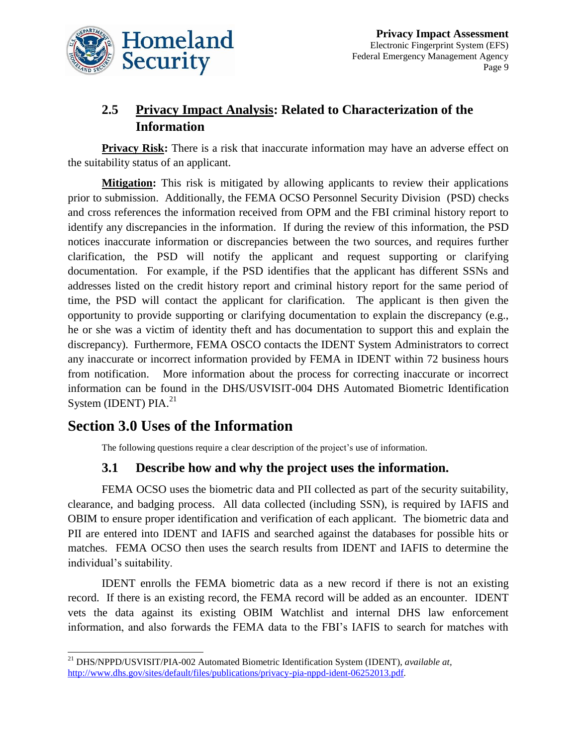## 2.5 Privacy Impact Analysis: Related to Characterization of the Information

**Privacy Risk:** There is a risk that inaccurate information may have an adverse effect on the suitability status of an applicant.

**Mitigation:** This risk is mitigated by allowing applicants to review their applications prior to submission. Additionally, the FEMA OCSO Personnel Security Division (PSD) checks and cross references the information received from OPM and the FBI criminal history report to identify any discrepancies in the information. If during the review of this information, the PSD notices inaccurate information or discrepancies between the two sources, and requires further clarification, the PSD will notify the applicant and request supporting or clarifying documentation. For example, if the PSD identifies that the applicant has different SSNs and addresses listed on the credit history report and criminal history report for the same period of time, the PSD will contact the applicant for clarification. The applicant is then given the opportunity to provide supporting or clarifying documentation to explain the discrepancy (e.g., he or she was a victim of identity theft and has documentation to support this and explain the discrepancy). Furthermore, FEMA OSCO contacts the IDENT System Administrators to correct any inaccurate or incorrect information provided by FEMA in IDENT within 72 business hours from notification. More information about the process for correcting inaccurate or incorrect information can be found in the DHS/USVISIT-004 DHS Automated Biometric Identification System (IDENT) PIA.[21]

# Section 3.0 Uses of the Information

The following questions require a clear description of the project's use of information.

## 3.1 Describe how and why the project uses the information.

FEMA OCSO uses the biometric data and PII collected as part of the security suitability, clearance, and badging process. All data collected (including SSN), is required by IAFIS and OBIM to ensure proper identification and verification of each applicant. The biometric data and PII are entered into IDENT and IAFIS and searched against the databases for possible hits or matches. FEMA OCSO then uses the search results from IDENT and IAFIS to determine the individual's suitability.

IDENT enrolls the FEMA biometric data as a new record if there is not an existing record. If there is an existing record, the FEMA record will be added as an encounter. IDENT vets the data against its existing OBIM Watchlist and internal DHS law enforcement information, and also forwards the FEMA data to the FBI's IAFIS to search for matches with

---

[21] DHS/NPPD/USVISIT/PIA-002 Automated Biometric Identification System (IDENT), *available at*, http://www.dhs.gov/sites/default/files/publications/privacy-pia-nppd-ident-06252013.pdf.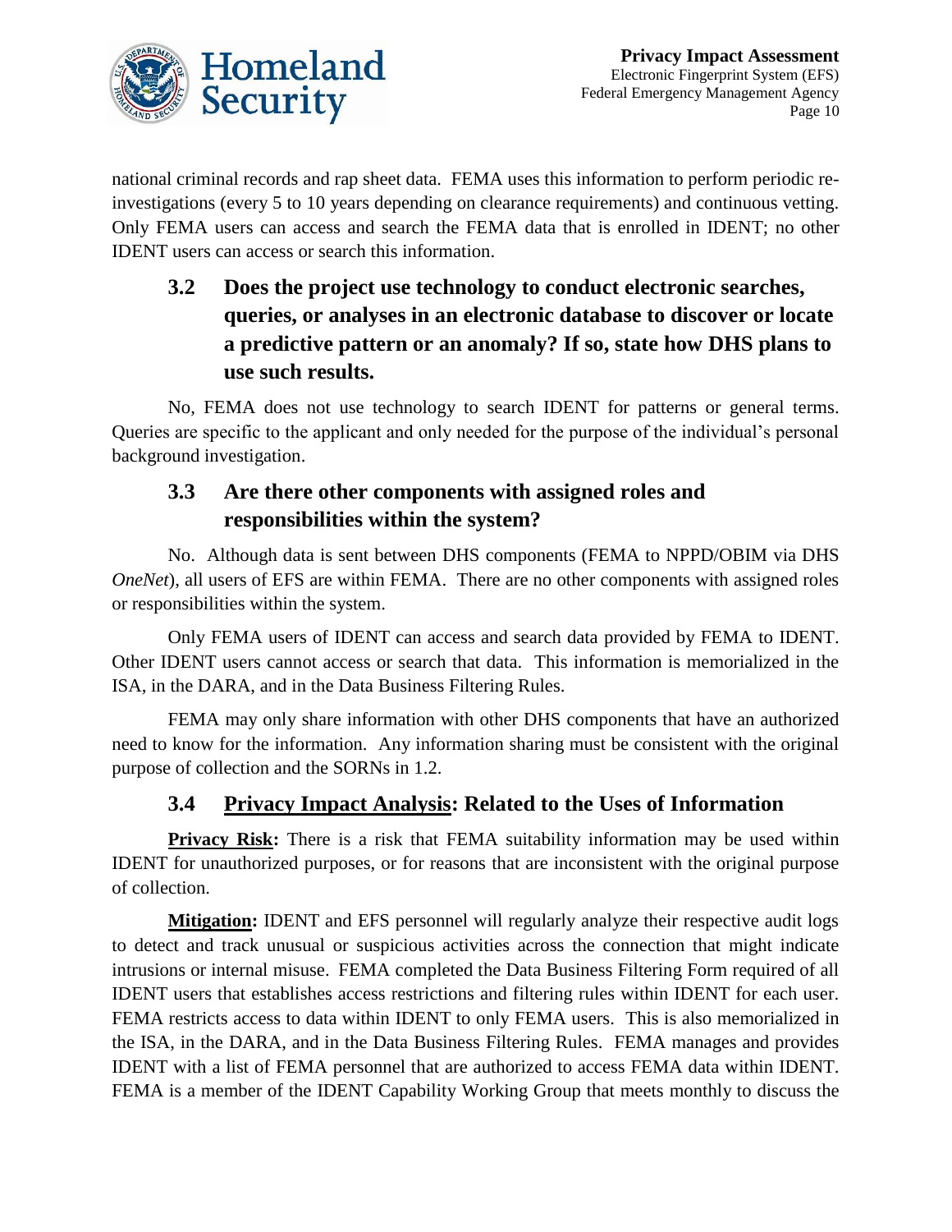national criminal records and rap sheet data. FEMA uses this information to perform periodic re-investigations (every 5 to 10 years depending on clearance requirements) and continuous vetting. Only FEMA users can access and search the FEMA data that is enrolled in IDENT; no other IDENT users can access or search this information.

### 3.2 Does the project use technology to conduct electronic searches, queries, or analyses in an electronic database to discover or locate a predictive pattern or an anomaly? If so, state how DHS plans to use such results.

No, FEMA does not use technology to search IDENT for patterns or general terms. Queries are specific to the applicant and only needed for the purpose of the individual's personal background investigation.

### 3.3 Are there other components with assigned roles and responsibilities within the system?

No. Although data is sent between DHS components (FEMA to NPPD/OBIM via DHS *OneNet*), all users of EFS are within FEMA. There are no other components with assigned roles or responsibilities within the system.

Only FEMA users of IDENT can access and search data provided by FEMA to IDENT. Other IDENT users cannot access or search that data. This information is memorialized in the ISA, in the DARA, and in the Data Business Filtering Rules.

FEMA may only share information with other DHS components that have an authorized need to know for the information. Any information sharing must be consistent with the original purpose of collection and the SORNs in 1.2.

### 3.4 Privacy Impact Analysis: Related to the Uses of Information

**Privacy Risk:** There is a risk that FEMA suitability information may be used within IDENT for unauthorized purposes, or for reasons that are inconsistent with the original purpose of collection.

**Mitigation:** IDENT and EFS personnel will regularly analyze their respective audit logs to detect and track unusual or suspicious activities across the connection that might indicate intrusions or internal misuse. FEMA completed the Data Business Filtering Form required of all IDENT users that establishes access restrictions and filtering rules within IDENT for each user. FEMA restricts access to data within IDENT to only FEMA users. This is also memorialized in the ISA, in the DARA, and in the Data Business Filtering Rules. FEMA manages and provides IDENT with a list of FEMA personnel that are authorized to access FEMA data within IDENT. FEMA is a member of the IDENT Capability Working Group that meets monthly to discuss the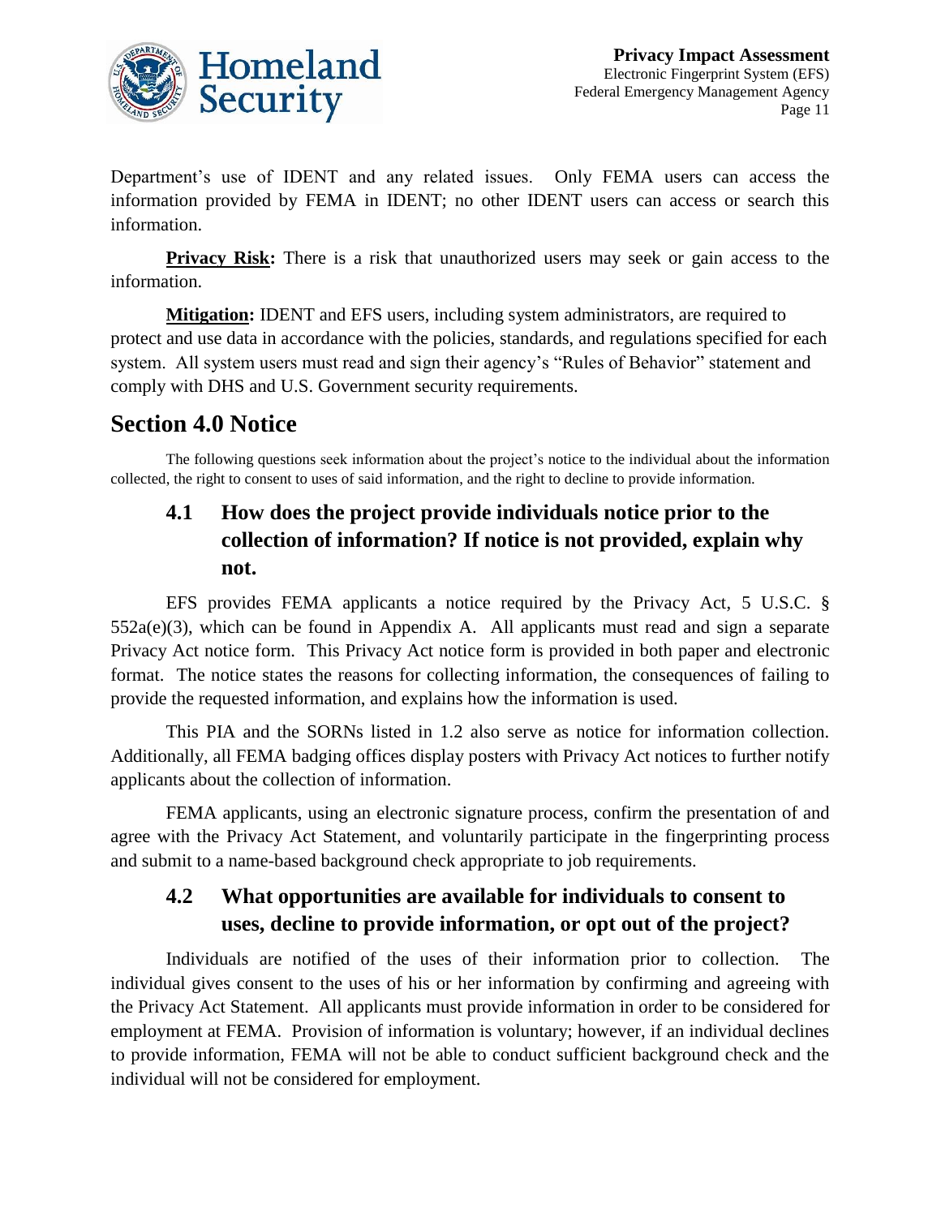Department's use of IDENT and any related issues. Only FEMA users can access the information provided by FEMA in IDENT; no other IDENT users can access or search this information.

**Privacy Risk:** There is a risk that unauthorized users may seek or gain access to the information.

**Mitigation:** IDENT and EFS users, including system administrators, are required to protect and use data in accordance with the policies, standards, and regulations specified for each system. All system users must read and sign their agency's "Rules of Behavior" statement and comply with DHS and U.S. Government security requirements.

## Section 4.0 Notice

The following questions seek information about the project's notice to the individual about the information collected, the right to consent to uses of said information, and the right to decline to provide information.

### 4.1 How does the project provide individuals notice prior to the collection of information? If notice is not provided, explain why not.

EFS provides FEMA applicants a notice required by the Privacy Act, 5 U.S.C. § 552a(e)(3), which can be found in Appendix A. All applicants must read and sign a separate Privacy Act notice form. This Privacy Act notice form is provided in both paper and electronic format. The notice states the reasons for collecting information, the consequences of failing to provide the requested information, and explains how the information is used.

This PIA and the SORNs listed in 1.2 also serve as notice for information collection. Additionally, all FEMA badging offices display posters with Privacy Act notices to further notify applicants about the collection of information.

FEMA applicants, using an electronic signature process, confirm the presentation of and agree with the Privacy Act Statement, and voluntarily participate in the fingerprinting process and submit to a name-based background check appropriate to job requirements.

### 4.2 What opportunities are available for individuals to consent to uses, decline to provide information, or opt out of the project?

Individuals are notified of the uses of their information prior to collection. The individual gives consent to the uses of his or her information by confirming and agreeing with the Privacy Act Statement. All applicants must provide information in order to be considered for employment at FEMA. Provision of information is voluntary; however, if an individual declines to provide information, FEMA will not be able to conduct sufficient background check and the individual will not be considered for employment.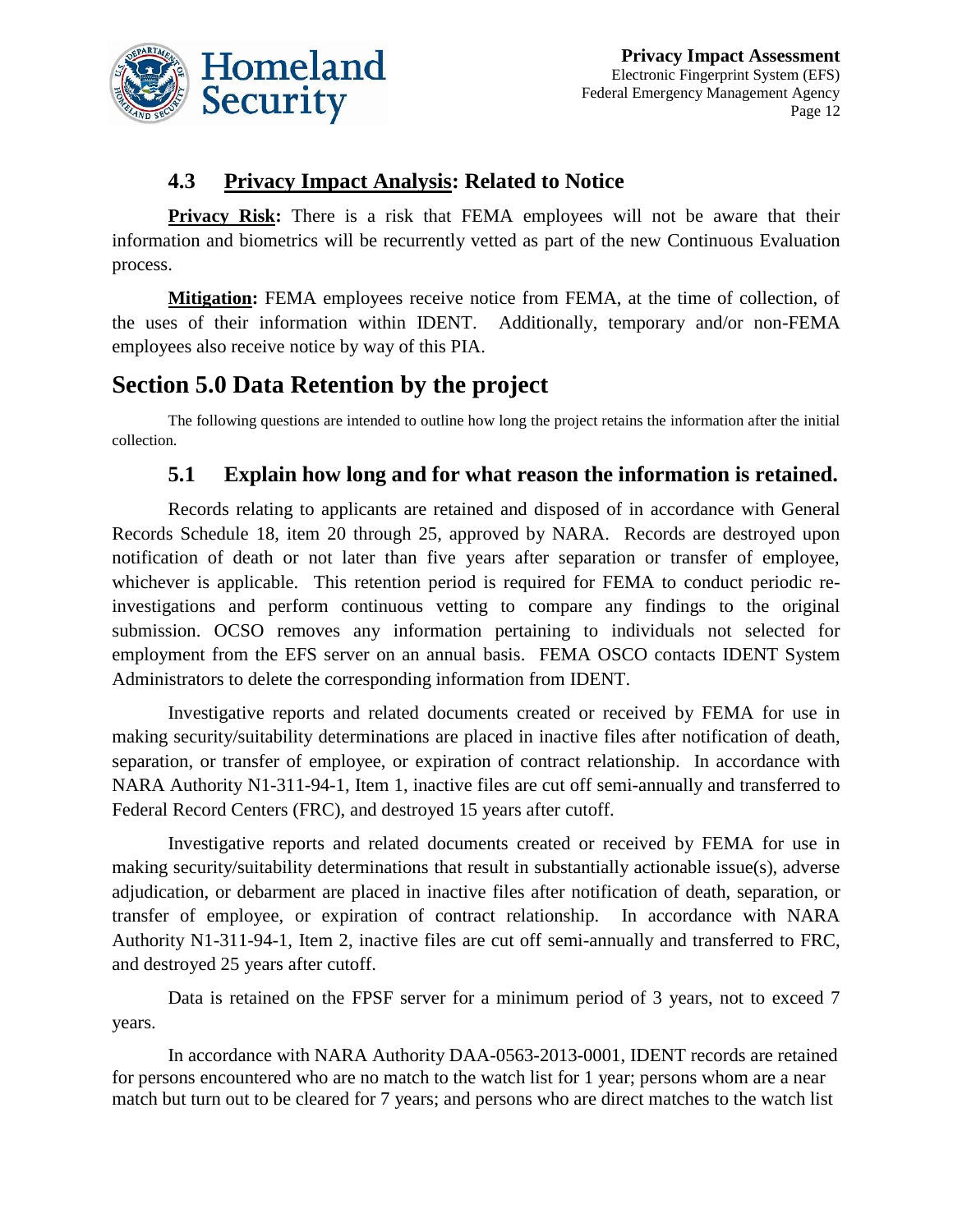### 4.3 Privacy Impact Analysis: Related to Notice

**Privacy Risk:** There is a risk that FEMA employees will not be aware that their information and biometrics will be recurrently vetted as part of the new Continuous Evaluation process.

**Mitigation:** FEMA employees receive notice from FEMA, at the time of collection, of the uses of their information within IDENT. Additionally, temporary and/or non-FEMA employees also receive notice by way of this PIA.

## Section 5.0 Data Retention by the project

The following questions are intended to outline how long the project retains the information after the initial collection.

### 5.1 Explain how long and for what reason the information is retained.

Records relating to applicants are retained and disposed of in accordance with General Records Schedule 18, item 20 through 25, approved by NARA. Records are destroyed upon notification of death or not later than five years after separation or transfer of employee, whichever is applicable. This retention period is required for FEMA to conduct periodic re-investigations and perform continuous vetting to compare any findings to the original submission. OCSO removes any information pertaining to individuals not selected for employment from the EFS server on an annual basis. FEMA OSCO contacts IDENT System Administrators to delete the corresponding information from IDENT.

Investigative reports and related documents created or received by FEMA for use in making security/suitability determinations are placed in inactive files after notification of death, separation, or transfer of employee, or expiration of contract relationship. In accordance with NARA Authority N1-311-94-1, Item 1, inactive files are cut off semi-annually and transferred to Federal Record Centers (FRC), and destroyed 15 years after cutoff.

Investigative reports and related documents created or received by FEMA for use in making security/suitability determinations that result in substantially actionable issue(s), adverse adjudication, or debarment are placed in inactive files after notification of death, separation, or transfer of employee, or expiration of contract relationship. In accordance with NARA Authority N1-311-94-1, Item 2, inactive files are cut off semi-annually and transferred to FRC, and destroyed 25 years after cutoff.

Data is retained on the FPSF server for a minimum period of 3 years, not to exceed 7 years.

In accordance with NARA Authority DAA-0563-2013-0001, IDENT records are retained for persons encountered who are no match to the watch list for 1 year; persons whom are a near match but turn out to be cleared for 7 years; and persons who are direct matches to the watch list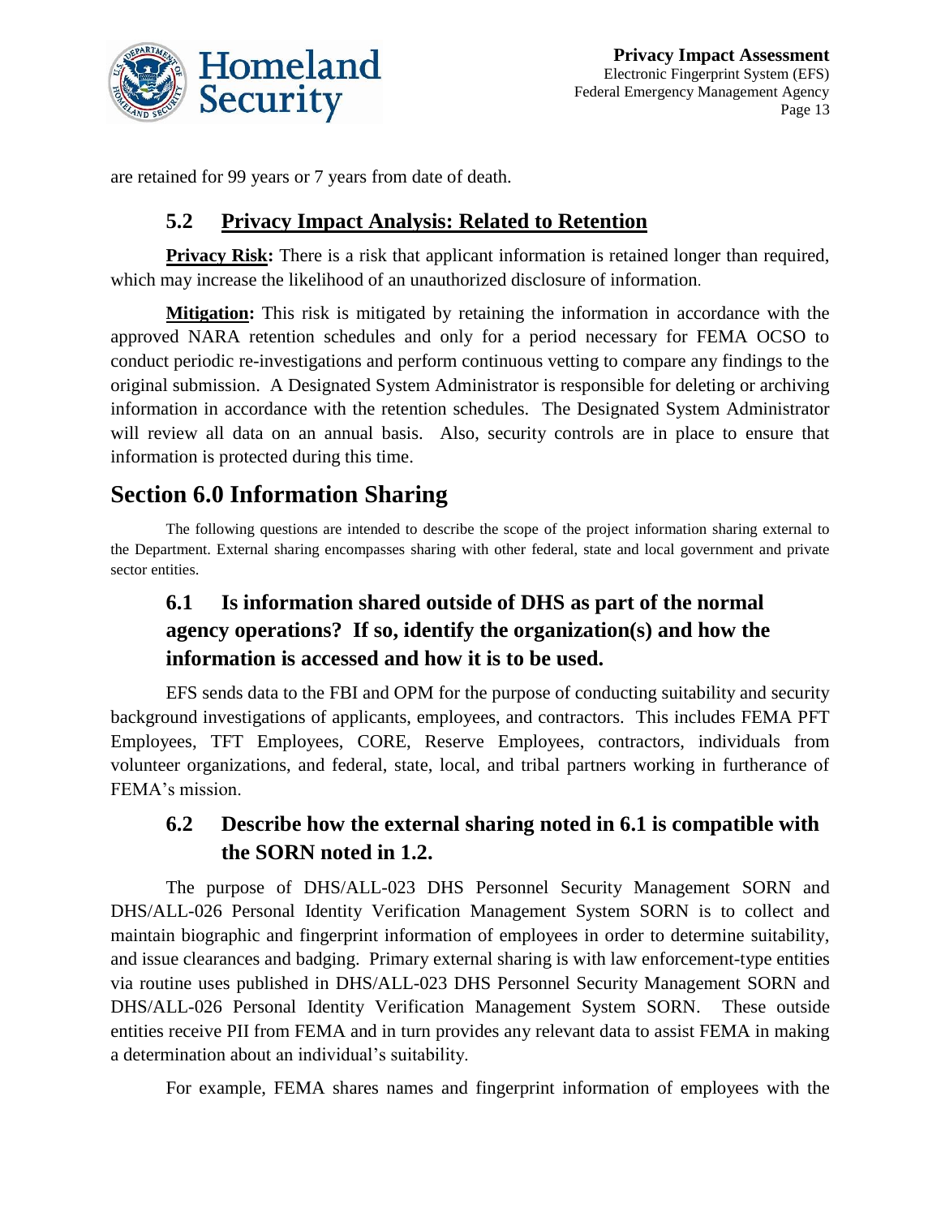are retained for 99 years or 7 years from date of death.

### 5.2 Privacy Impact Analysis: Related to Retention

**Privacy Risk:** There is a risk that applicant information is retained longer than required, which may increase the likelihood of an unauthorized disclosure of information.

**Mitigation:** This risk is mitigated by retaining the information in accordance with the approved NARA retention schedules and only for a period necessary for FEMA OCSO to conduct periodic re-investigations and perform continuous vetting to compare any findings to the original submission. A Designated System Administrator is responsible for deleting or archiving information in accordance with the retention schedules. The Designated System Administrator will review all data on an annual basis. Also, security controls are in place to ensure that information is protected during this time.

## Section 6.0 Information Sharing

The following questions are intended to describe the scope of the project information sharing external to the Department. External sharing encompasses sharing with other federal, state and local government and private sector entities.

### 6.1 Is information shared outside of DHS as part of the normal agency operations? If so, identify the organization(s) and how the information is accessed and how it is to be used.

EFS sends data to the FBI and OPM for the purpose of conducting suitability and security background investigations of applicants, employees, and contractors. This includes FEMA PFT Employees, TFT Employees, CORE, Reserve Employees, contractors, individuals from volunteer organizations, and federal, state, local, and tribal partners working in furtherance of FEMA's mission.

### 6.2 Describe how the external sharing noted in 6.1 is compatible with the SORN noted in 1.2.

The purpose of DHS/ALL-023 DHS Personnel Security Management SORN and DHS/ALL-026 Personal Identity Verification Management System SORN is to collect and maintain biographic and fingerprint information of employees in order to determine suitability, and issue clearances and badging. Primary external sharing is with law enforcement-type entities via routine uses published in DHS/ALL-023 DHS Personnel Security Management SORN and DHS/ALL-026 Personal Identity Verification Management System SORN. These outside entities receive PII from FEMA and in turn provides any relevant data to assist FEMA in making a determination about an individual's suitability.

For example, FEMA shares names and fingerprint information of employees with the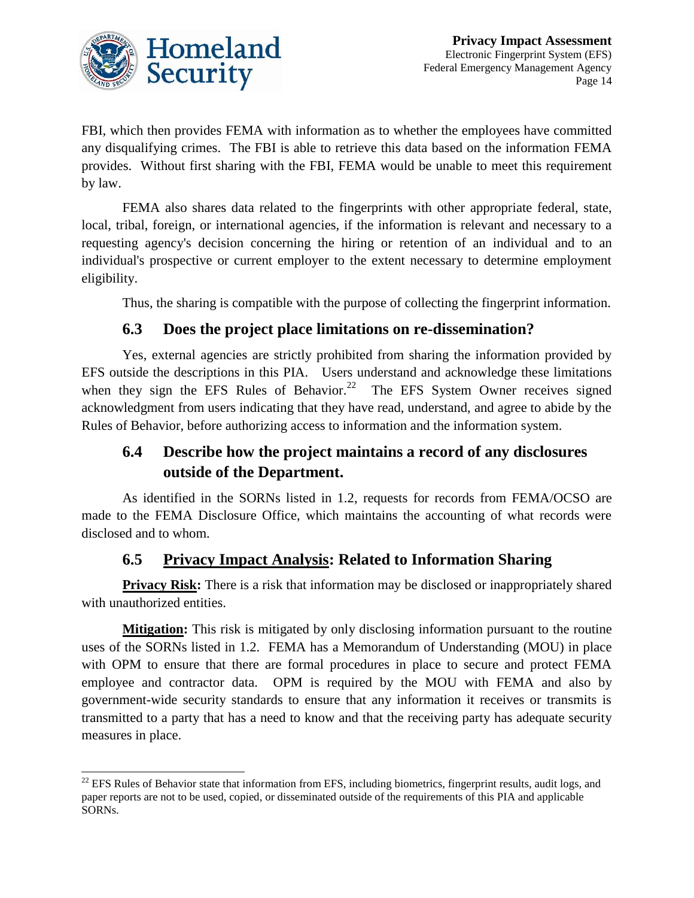FBI, which then provides FEMA with information as to whether the employees have committed any disqualifying crimes. The FBI is able to retrieve this data based on the information FEMA provides. Without first sharing with the FBI, FEMA would be unable to meet this requirement by law.

FEMA also shares data related to the fingerprints with other appropriate federal, state, local, tribal, foreign, or international agencies, if the information is relevant and necessary to a requesting agency's decision concerning the hiring or retention of an individual and to an individual's prospective or current employer to the extent necessary to determine employment eligibility.

Thus, the sharing is compatible with the purpose of collecting the fingerprint information.

### 6.3 Does the project place limitations on re-dissemination?

Yes, external agencies are strictly prohibited from sharing the information provided by EFS outside the descriptions in this PIA. Users understand and acknowledge these limitations when they sign the EFS Rules of Behavior.[22] The EFS System Owner receives signed acknowledgment from users indicating that they have read, understand, and agree to abide by the Rules of Behavior, before authorizing access to information and the information system.

### 6.4 Describe how the project maintains a record of any disclosures outside of the Department.

As identified in the SORNs listed in 1.2, requests for records from FEMA/OCSO are made to the FEMA Disclosure Office, which maintains the accounting of what records were disclosed and to whom.

### 6.5 Privacy Impact Analysis: Related to Information Sharing

**Privacy Risk:** There is a risk that information may be disclosed or inappropriately shared with unauthorized entities.

**Mitigation:** This risk is mitigated by only disclosing information pursuant to the routine uses of the SORNs listed in 1.2. FEMA has a Memorandum of Understanding (MOU) in place with OPM to ensure that there are formal procedures in place to secure and protect FEMA employee and contractor data. OPM is required by the MOU with FEMA and also by government-wide security standards to ensure that any information it receives or transmits is transmitted to a party that has a need to know and that the receiving party has adequate security measures in place.

---

[22] EFS Rules of Behavior state that information from EFS, including biometrics, fingerprint results, audit logs, and paper reports are not to be used, copied, or disseminated outside of the requirements of this PIA and applicable SORNs.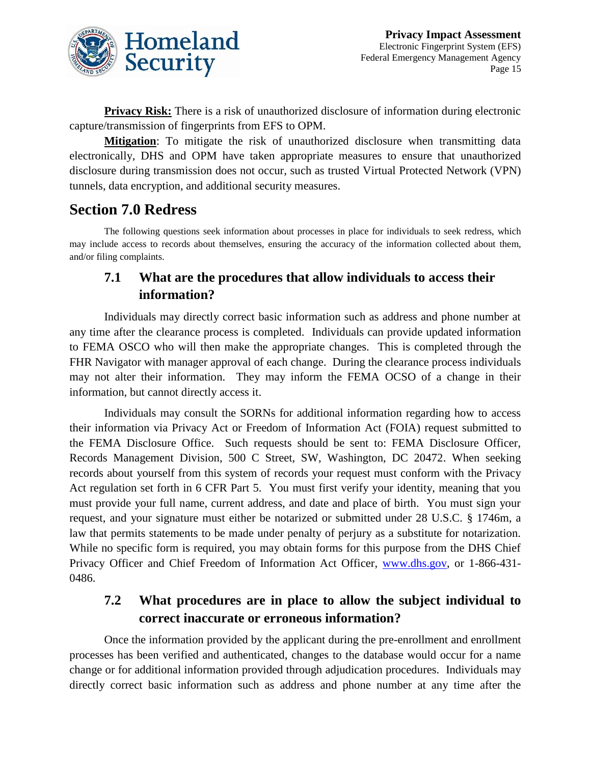**Privacy Risk:** There is a risk of unauthorized disclosure of information during electronic capture/transmission of fingerprints from EFS to OPM.

**Mitigation**: To mitigate the risk of unauthorized disclosure when transmitting data electronically, DHS and OPM have taken appropriate measures to ensure that unauthorized disclosure during transmission does not occur, such as trusted Virtual Protected Network (VPN) tunnels, data encryption, and additional security measures.

## Section 7.0 Redress

The following questions seek information about processes in place for individuals to seek redress, which may include access to records about themselves, ensuring the accuracy of the information collected about them, and/or filing complaints.

### 7.1 What are the procedures that allow individuals to access their information?

Individuals may directly correct basic information such as address and phone number at any time after the clearance process is completed. Individuals can provide updated information to FEMA OSCO who will then make the appropriate changes. This is completed through the FHR Navigator with manager approval of each change. During the clearance process individuals may not alter their information. They may inform the FEMA OCSO of a change in their information, but cannot directly access it.

Individuals may consult the SORNs for additional information regarding how to access their information via Privacy Act or Freedom of Information Act (FOIA) request submitted to the FEMA Disclosure Office. Such requests should be sent to: FEMA Disclosure Officer, Records Management Division, 500 C Street, SW, Washington, DC 20472. When seeking records about yourself from this system of records your request must conform with the Privacy Act regulation set forth in 6 CFR Part 5. You must first verify your identity, meaning that you must provide your full name, current address, and date and place of birth. You must sign your request, and your signature must either be notarized or submitted under 28 U.S.C. § 1746m, a law that permits statements to be made under penalty of perjury as a substitute for notarization. While no specific form is required, you may obtain forms for this purpose from the DHS Chief Privacy Officer and Chief Freedom of Information Act Officer, www.dhs.gov, or 1-866-431-0486.

### 7.2 What procedures are in place to allow the subject individual to correct inaccurate or erroneous information?

Once the information provided by the applicant during the pre-enrollment and enrollment processes has been verified and authenticated, changes to the database would occur for a name change or for additional information provided through adjudication procedures. Individuals may directly correct basic information such as address and phone number at any time after the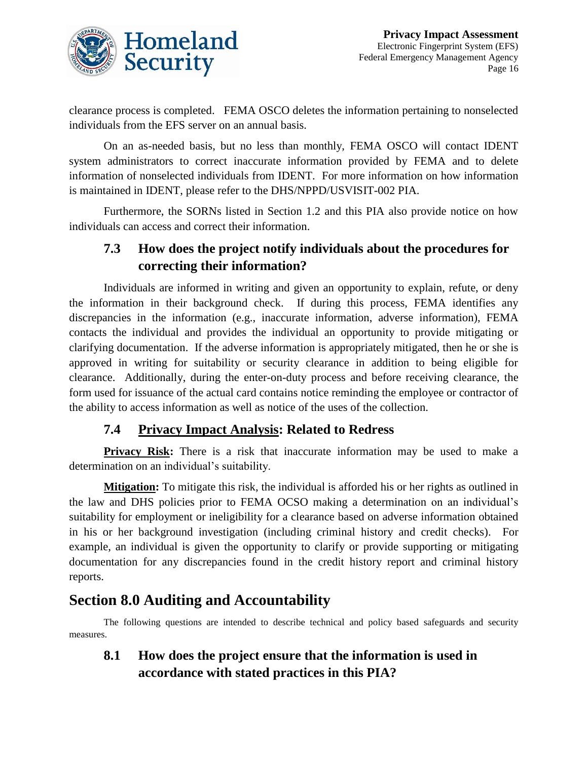clearance process is completed. FEMA OSCO deletes the information pertaining to nonselected individuals from the EFS server on an annual basis.

On an as-needed basis, but no less than monthly, FEMA OSCO will contact IDENT system administrators to correct inaccurate information provided by FEMA and to delete information of nonselected individuals from IDENT. For more information on how information is maintained in IDENT, please refer to the DHS/NPPD/USVISIT-002 PIA.

Furthermore, the SORNs listed in Section 1.2 and this PIA also provide notice on how individuals can access and correct their information.

### 7.3 How does the project notify individuals about the procedures for correcting their information?

Individuals are informed in writing and given an opportunity to explain, refute, or deny the information in their background check. If during this process, FEMA identifies any discrepancies in the information (e.g., inaccurate information, adverse information), FEMA contacts the individual and provides the individual an opportunity to provide mitigating or clarifying documentation. If the adverse information is appropriately mitigated, then he or she is approved in writing for suitability or security clearance in addition to being eligible for clearance. Additionally, during the enter-on-duty process and before receiving clearance, the form used for issuance of the actual card contains notice reminding the employee or contractor of the ability to access information as well as notice of the uses of the collection.

### 7.4 Privacy Impact Analysis: Related to Redress

**Privacy Risk:** There is a risk that inaccurate information may be used to make a determination on an individual's suitability.

**Mitigation:** To mitigate this risk, the individual is afforded his or her rights as outlined in the law and DHS policies prior to FEMA OCSO making a determination on an individual's suitability for employment or ineligibility for a clearance based on adverse information obtained in his or her background investigation (including criminal history and credit checks). For example, an individual is given the opportunity to clarify or provide supporting or mitigating documentation for any discrepancies found in the credit history report and criminal history reports.

## Section 8.0 Auditing and Accountability

The following questions are intended to describe technical and policy based safeguards and security measures.

### 8.1 How does the project ensure that the information is used in accordance with stated practices in this PIA?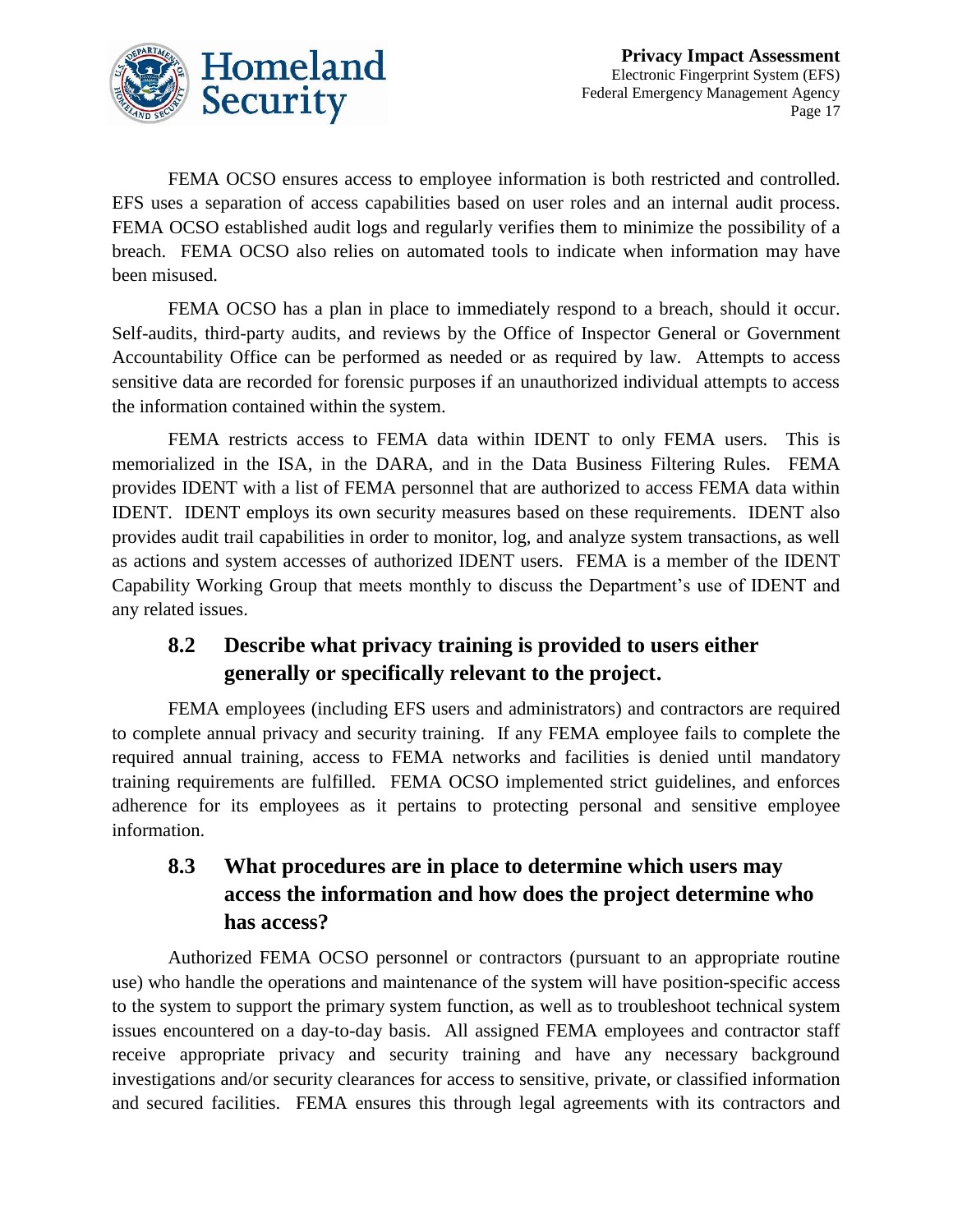FEMA OCSO ensures access to employee information is both restricted and controlled. EFS uses a separation of access capabilities based on user roles and an internal audit process. FEMA OCSO established audit logs and regularly verifies them to minimize the possibility of a breach. FEMA OCSO also relies on automated tools to indicate when information may have been misused.

FEMA OCSO has a plan in place to immediately respond to a breach, should it occur. Self-audits, third-party audits, and reviews by the Office of Inspector General or Government Accountability Office can be performed as needed or as required by law. Attempts to access sensitive data are recorded for forensic purposes if an unauthorized individual attempts to access the information contained within the system.

FEMA restricts access to FEMA data within IDENT to only FEMA users. This is memorialized in the ISA, in the DARA, and in the Data Business Filtering Rules. FEMA provides IDENT with a list of FEMA personnel that are authorized to access FEMA data within IDENT. IDENT employs its own security measures based on these requirements. IDENT also provides audit trail capabilities in order to monitor, log, and analyze system transactions, as well as actions and system accesses of authorized IDENT users. FEMA is a member of the IDENT Capability Working Group that meets monthly to discuss the Department's use of IDENT and any related issues.

## 8.2 Describe what privacy training is provided to users either generally or specifically relevant to the project.

FEMA employees (including EFS users and administrators) and contractors are required to complete annual privacy and security training. If any FEMA employee fails to complete the required annual training, access to FEMA networks and facilities is denied until mandatory training requirements are fulfilled. FEMA OCSO implemented strict guidelines, and enforces adherence for its employees as it pertains to protecting personal and sensitive employee information.

## 8.3 What procedures are in place to determine which users may access the information and how does the project determine who has access?

Authorized FEMA OCSO personnel or contractors (pursuant to an appropriate routine use) who handle the operations and maintenance of the system will have position-specific access to the system to support the primary system function, as well as to troubleshoot technical system issues encountered on a day-to-day basis. All assigned FEMA employees and contractor staff receive appropriate privacy and security training and have any necessary background investigations and/or security clearances for access to sensitive, private, or classified information and secured facilities. FEMA ensures this through legal agreements with its contractors and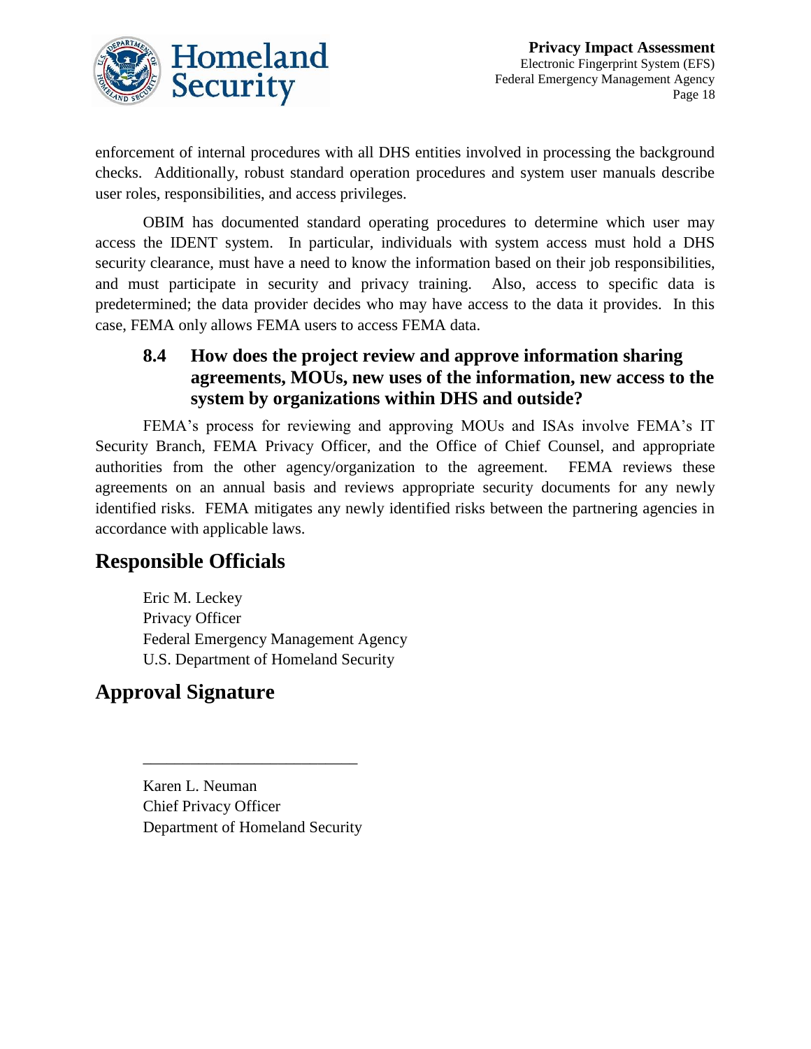enforcement of internal procedures with all DHS entities involved in processing the background checks. Additionally, robust standard operation procedures and system user manuals describe user roles, responsibilities, and access privileges.

OBIM has documented standard operating procedures to determine which user may access the IDENT system. In particular, individuals with system access must hold a DHS security clearance, must have a need to know the information based on their job responsibilities, and must participate in security and privacy training. Also, access to specific data is predetermined; the data provider decides who may have access to the data it provides. In this case, FEMA only allows FEMA users to access FEMA data.

### 8.4 How does the project review and approve information sharing agreements, MOUs, new uses of the information, new access to the system by organizations within DHS and outside?

FEMA's process for reviewing and approving MOUs and ISAs involve FEMA's IT Security Branch, FEMA Privacy Officer, and the Office of Chief Counsel, and appropriate authorities from the other agency/organization to the agreement. FEMA reviews these agreements on an annual basis and reviews appropriate security documents for any newly identified risks. FEMA mitigates any newly identified risks between the partnering agencies in accordance with applicable laws.

## Responsible Officials

Eric M. Leckey
Privacy Officer
Federal Emergency Management Agency
U.S. Department of Homeland Security

## Approval Signature

\_\_\_\_\_\_\_\_\_\_\_\_\_\_\_\_\_\_\_\_\_\_\_\_\_\_\_\_

Karen L. Neuman
Chief Privacy Officer
Department of Homeland Security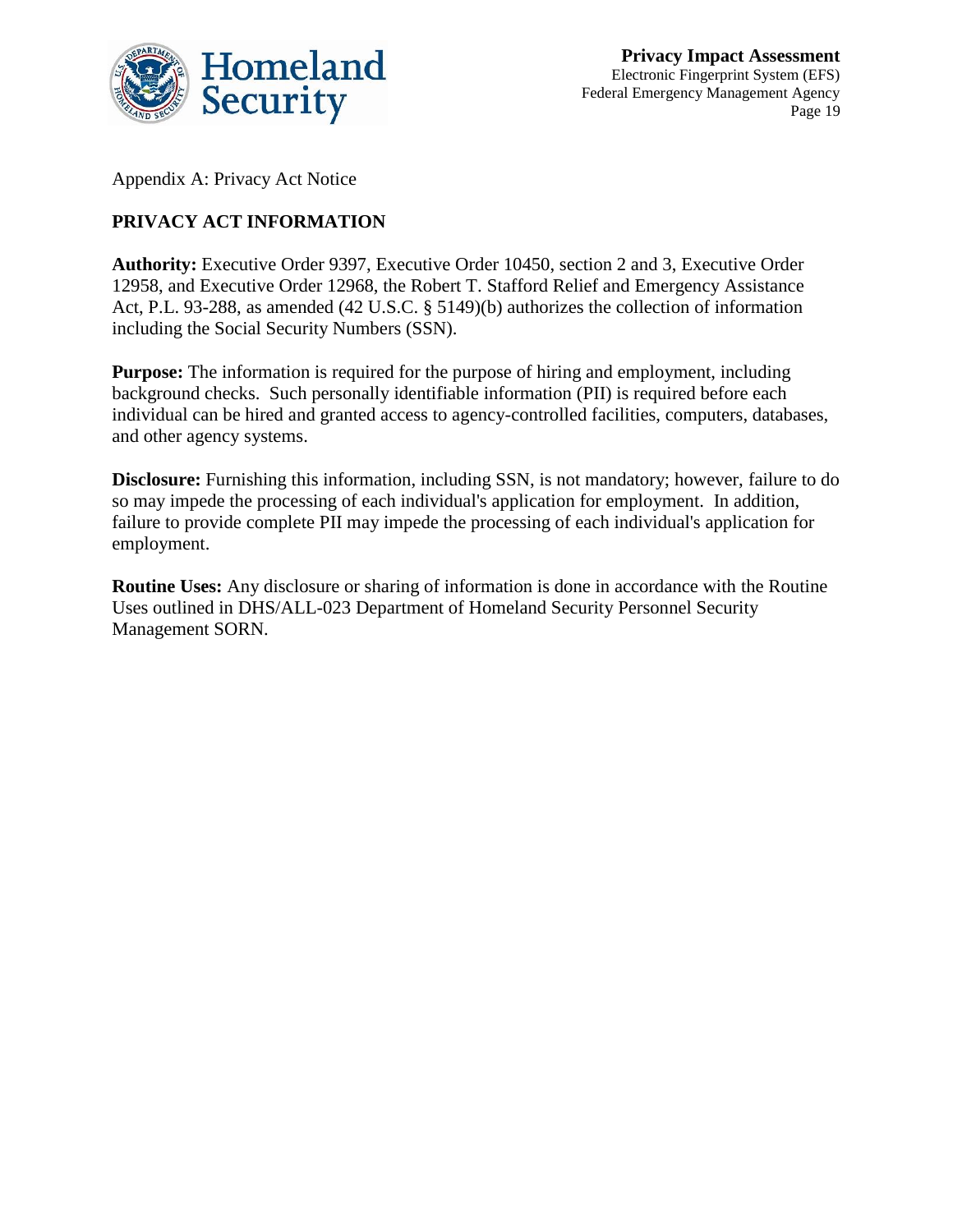Appendix A: Privacy Act Notice

## PRIVACY ACT INFORMATION

**Authority:** Executive Order 9397, Executive Order 10450, section 2 and 3, Executive Order 12958, and Executive Order 12968, the Robert T. Stafford Relief and Emergency Assistance Act, P.L. 93-288, as amended (42 U.S.C. § 5149)(b) authorizes the collection of information including the Social Security Numbers (SSN).

**Purpose:** The information is required for the purpose of hiring and employment, including background checks. Such personally identifiable information (PII) is required before each individual can be hired and granted access to agency-controlled facilities, computers, databases, and other agency systems.

**Disclosure:** Furnishing this information, including SSN, is not mandatory; however, failure to do so may impede the processing of each individual's application for employment. In addition, failure to provide complete PII may impede the processing of each individual's application for employment.

**Routine Uses:** Any disclosure or sharing of information is done in accordance with the Routine Uses outlined in DHS/ALL-023 Department of Homeland Security Personnel Security Management SORN.